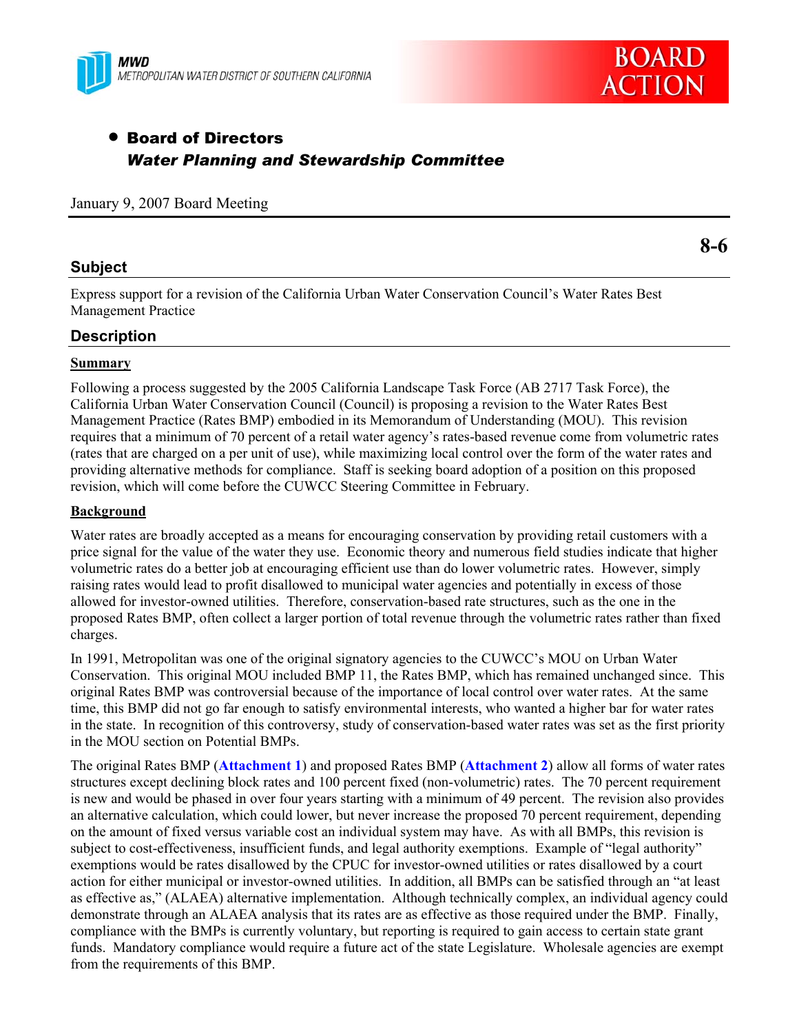MWD
METROPOLITAN WATER DISTRICT OF SOUTHERN CALIFORNIA

**BOARD ACTION**

- **Board of Directors**
  ***Water Planning and Stewardship Committee***

January 9, 2007 Board Meeting

**8-6**

## Subject

Express support for a revision of the California Urban Water Conservation Council's Water Rates Best Management Practice

## Description

### Summary

Following a process suggested by the 2005 California Landscape Task Force (AB 2717 Task Force), the California Urban Water Conservation Council (Council) is proposing a revision to the Water Rates Best Management Practice (Rates BMP) embodied in its Memorandum of Understanding (MOU). This revision requires that a minimum of 70 percent of a retail water agency's rates-based revenue come from volumetric rates (rates that are charged on a per unit of use), while maximizing local control over the form of the water rates and providing alternative methods for compliance. Staff is seeking board adoption of a position on this proposed revision, which will come before the CUWCC Steering Committee in February.

### Background

Water rates are broadly accepted as a means for encouraging conservation by providing retail customers with a price signal for the value of the water they use. Economic theory and numerous field studies indicate that higher volumetric rates do a better job at encouraging efficient use than do lower volumetric rates. However, simply raising rates would lead to profit disallowed to municipal water agencies and potentially in excess of those allowed for investor-owned utilities. Therefore, conservation-based rate structures, such as the one in the proposed Rates BMP, often collect a larger portion of total revenue through the volumetric rates rather than fixed charges.

In 1991, Metropolitan was one of the original signatory agencies to the CUWCC's MOU on Urban Water Conservation. This original MOU included BMP 11, the Rates BMP, which has remained unchanged since. This original Rates BMP was controversial because of the importance of local control over water rates. At the same time, this BMP did not go far enough to satisfy environmental interests, who wanted a higher bar for water rates in the state. In recognition of this controversy, study of conservation-based water rates was set as the first priority in the MOU section on Potential BMPs.

The original Rates BMP (**Attachment 1**) and proposed Rates BMP (**Attachment 2**) allow all forms of water rates structures except declining block rates and 100 percent fixed (non-volumetric) rates. The 70 percent requirement is new and would be phased in over four years starting with a minimum of 49 percent. The revision also provides an alternative calculation, which could lower, but never increase the proposed 70 percent requirement, depending on the amount of fixed versus variable cost an individual system may have. As with all BMPs, this revision is subject to cost-effectiveness, insufficient funds, and legal authority exemptions. Example of "legal authority" exemptions would be rates disallowed by the CPUC for investor-owned utilities or rates disallowed by a court action for either municipal or investor-owned utilities. In addition, all BMPs can be satisfied through an "at least as effective as," (ALAEA) alternative implementation. Although technically complex, an individual agency could demonstrate through an ALAEA analysis that its rates are as effective as those required under the BMP. Finally, compliance with the BMPs is currently voluntary, but reporting is required to gain access to certain state grant funds. Mandatory compliance would require a future act of the state Legislature. Wholesale agencies are exempt from the requirements of this BMP.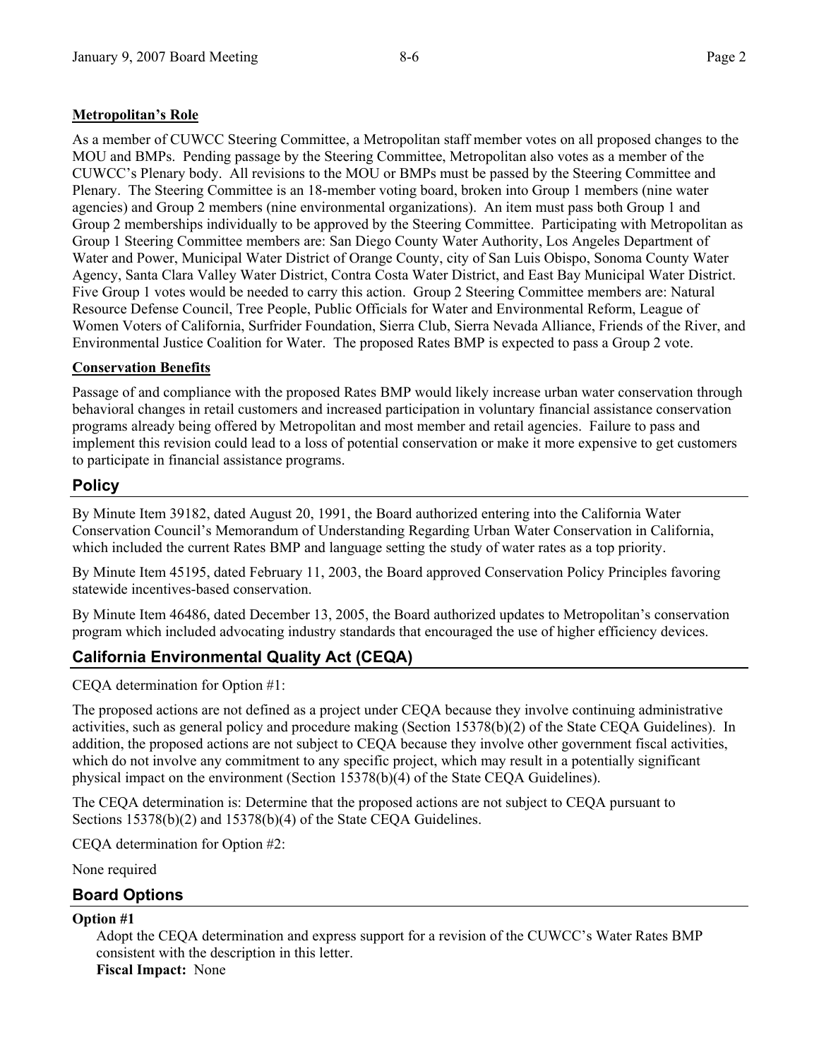**Metropolitan's Role**

As a member of CUWCC Steering Committee, a Metropolitan staff member votes on all proposed changes to the MOU and BMPs. Pending passage by the Steering Committee, Metropolitan also votes as a member of the CUWCC's Plenary body. All revisions to the MOU or BMPs must be passed by the Steering Committee and Plenary. The Steering Committee is an 18-member voting board, broken into Group 1 members (nine water agencies) and Group 2 members (nine environmental organizations). An item must pass both Group 1 and Group 2 memberships individually to be approved by the Steering Committee. Participating with Metropolitan as Group 1 Steering Committee members are: San Diego County Water Authority, Los Angeles Department of Water and Power, Municipal Water District of Orange County, city of San Luis Obispo, Sonoma County Water Agency, Santa Clara Valley Water District, Contra Costa Water District, and East Bay Municipal Water District. Five Group 1 votes would be needed to carry this action. Group 2 Steering Committee members are: Natural Resource Defense Council, Tree People, Public Officials for Water and Environmental Reform, League of Women Voters of California, Surfrider Foundation, Sierra Club, Sierra Nevada Alliance, Friends of the River, and Environmental Justice Coalition for Water. The proposed Rates BMP is expected to pass a Group 2 vote.

**Conservation Benefits**

Passage of and compliance with the proposed Rates BMP would likely increase urban water conservation through behavioral changes in retail customers and increased participation in voluntary financial assistance conservation programs already being offered by Metropolitan and most member and retail agencies. Failure to pass and implement this revision could lead to a loss of potential conservation or make it more expensive to get customers to participate in financial assistance programs.

## Policy

By Minute Item 39182, dated August 20, 1991, the Board authorized entering into the California Water Conservation Council's Memorandum of Understanding Regarding Urban Water Conservation in California, which included the current Rates BMP and language setting the study of water rates as a top priority.

By Minute Item 45195, dated February 11, 2003, the Board approved Conservation Policy Principles favoring statewide incentives-based conservation.

By Minute Item 46486, dated December 13, 2005, the Board authorized updates to Metropolitan's conservation program which included advocating industry standards that encouraged the use of higher efficiency devices.

## California Environmental Quality Act (CEQA)

CEQA determination for Option #1:

The proposed actions are not defined as a project under CEQA because they involve continuing administrative activities, such as general policy and procedure making (Section 15378(b)(2) of the State CEQA Guidelines). In addition, the proposed actions are not subject to CEQA because they involve other government fiscal activities, which do not involve any commitment to any specific project, which may result in a potentially significant physical impact on the environment (Section 15378(b)(4) of the State CEQA Guidelines).

The CEQA determination is: Determine that the proposed actions are not subject to CEQA pursuant to Sections 15378(b)(2) and 15378(b)(4) of the State CEQA Guidelines.

CEQA determination for Option #2:

None required

## Board Options

**Option #1**

Adopt the CEQA determination and express support for a revision of the CUWCC's Water Rates BMP consistent with the description in this letter.

**Fiscal Impact:** None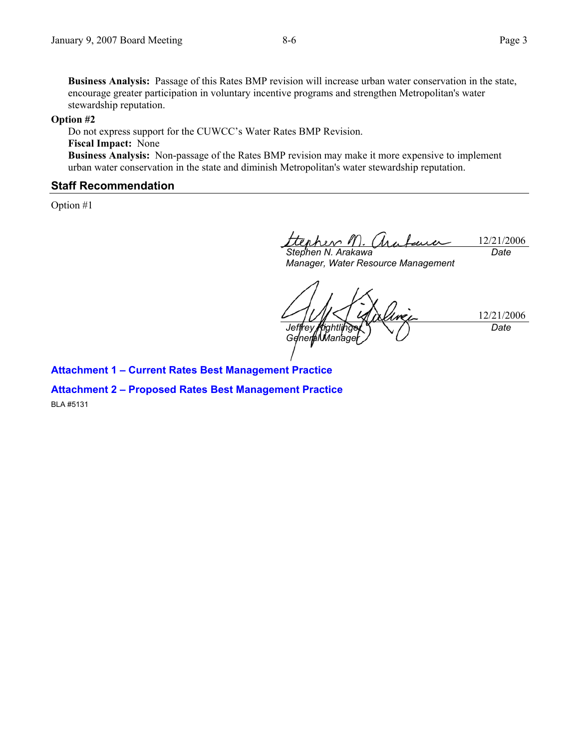**Business Analysis:** Passage of this Rates BMP revision will increase urban water conservation in the state, encourage greater participation in voluntary incentive programs and strengthen Metropolitan's water stewardship reputation.

**Option #2**

Do not express support for the CUWCC's Water Rates BMP Revision.

**Fiscal Impact:** None

**Business Analysis:** Non-passage of the Rates BMP revision may make it more expensive to implement urban water conservation in the state and diminish Metropolitan's water stewardship reputation.

## Staff Recommendation

Option #1

12/21/2006

*Stephen N. Arakawa*
*Manager, Water Resource Management*
*Date*

12/21/2006

*Jeffrey Kightlinger*
*General Manager*
*Date*

**Attachment 1 – Current Rates Best Management Practice**

**Attachment 2 – Proposed Rates Best Management Practice**

BLA #5131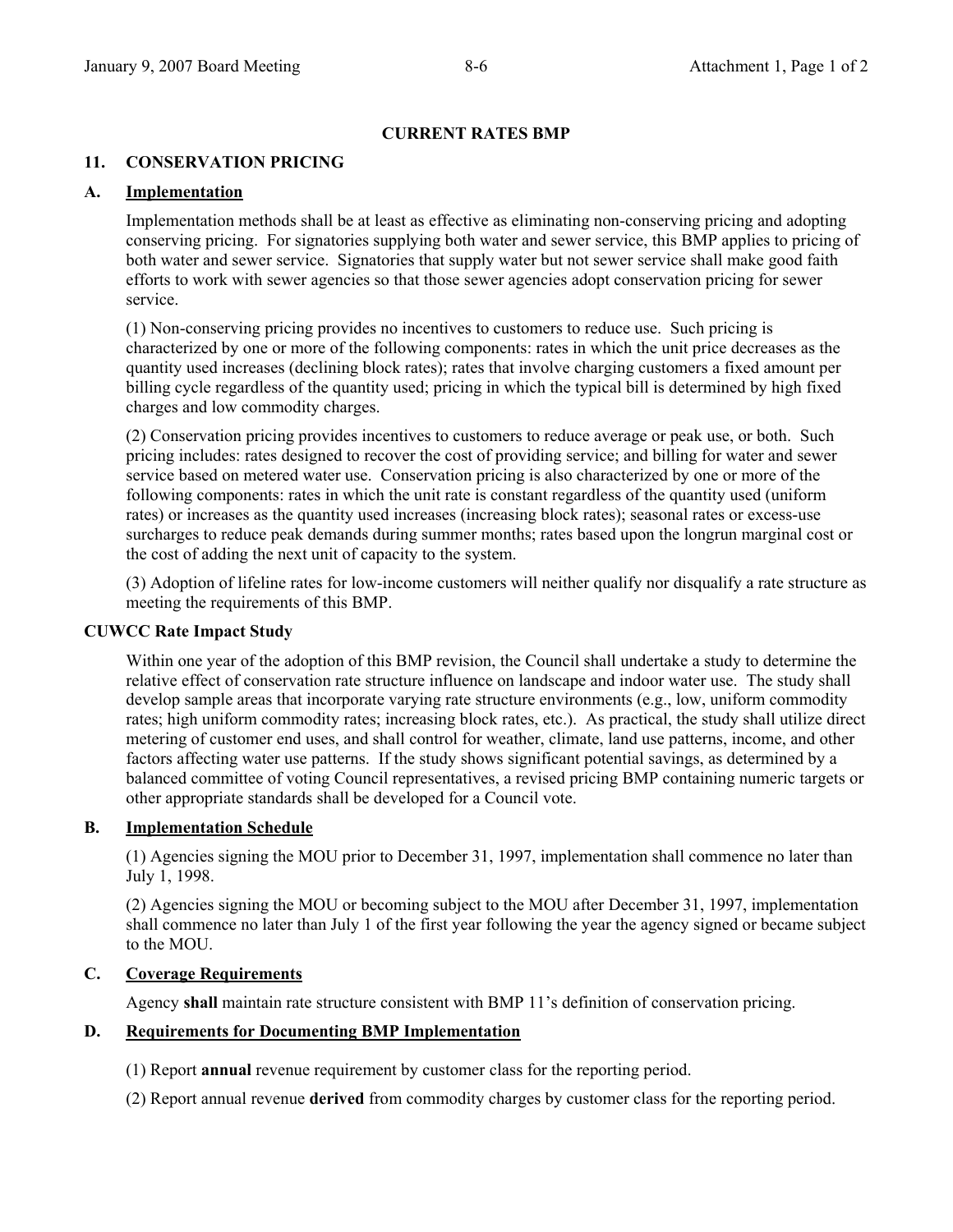## CURRENT RATES BMP

### 11. CONSERVATION PRICING

#### A. Implementation

Implementation methods shall be at least as effective as eliminating non-conserving pricing and adopting conserving pricing. For signatories supplying both water and sewer service, this BMP applies to pricing of both water and sewer service. Signatories that supply water but not sewer service shall make good faith efforts to work with sewer agencies so that those sewer agencies adopt conservation pricing for sewer service.

(1) Non-conserving pricing provides no incentives to customers to reduce use. Such pricing is characterized by one or more of the following components: rates in which the unit price decreases as the quantity used increases (declining block rates); rates that involve charging customers a fixed amount per billing cycle regardless of the quantity used; pricing in which the typical bill is determined by high fixed charges and low commodity charges.

(2) Conservation pricing provides incentives to customers to reduce average or peak use, or both. Such pricing includes: rates designed to recover the cost of providing service; and billing for water and sewer service based on metered water use. Conservation pricing is also characterized by one or more of the following components: rates in which the unit rate is constant regardless of the quantity used (uniform rates) or increases as the quantity used increases (increasing block rates); seasonal rates or excess-use surcharges to reduce peak demands during summer months; rates based upon the longrun marginal cost or the cost of adding the next unit of capacity to the system.

(3) Adoption of lifeline rates for low-income customers will neither qualify nor disqualify a rate structure as meeting the requirements of this BMP.

#### CUWCC Rate Impact Study

Within one year of the adoption of this BMP revision, the Council shall undertake a study to determine the relative effect of conservation rate structure influence on landscape and indoor water use. The study shall develop sample areas that incorporate varying rate structure environments (e.g., low, uniform commodity rates; high uniform commodity rates; increasing block rates, etc.). As practical, the study shall utilize direct metering of customer end uses, and shall control for weather, climate, land use patterns, income, and other factors affecting water use patterns. If the study shows significant potential savings, as determined by a balanced committee of voting Council representatives, a revised pricing BMP containing numeric targets or other appropriate standards shall be developed for a Council vote.

#### B. Implementation Schedule

(1) Agencies signing the MOU prior to December 31, 1997, implementation shall commence no later than July 1, 1998.

(2) Agencies signing the MOU or becoming subject to the MOU after December 31, 1997, implementation shall commence no later than July 1 of the first year following the year the agency signed or became subject to the MOU.

#### C. Coverage Requirements

Agency **shall** maintain rate structure consistent with BMP 11's definition of conservation pricing.

#### D. Requirements for Documenting BMP Implementation

(1) Report **annual** revenue requirement by customer class for the reporting period.

(2) Report annual revenue **derived** from commodity charges by customer class for the reporting period.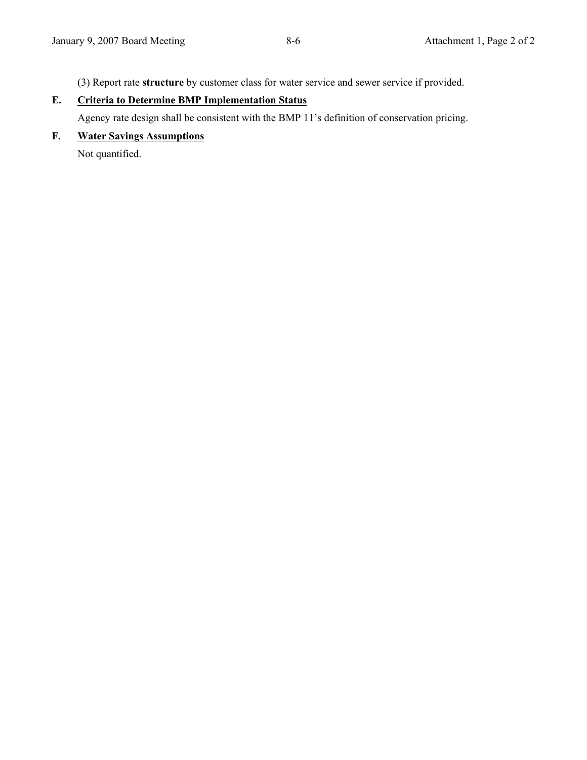(3) Report rate **structure** by customer class for water service and sewer service if provided.

**E. Criteria to Determine BMP Implementation Status**

Agency rate design shall be consistent with the BMP 11's definition of conservation pricing.

**F. Water Savings Assumptions**

Not quantified.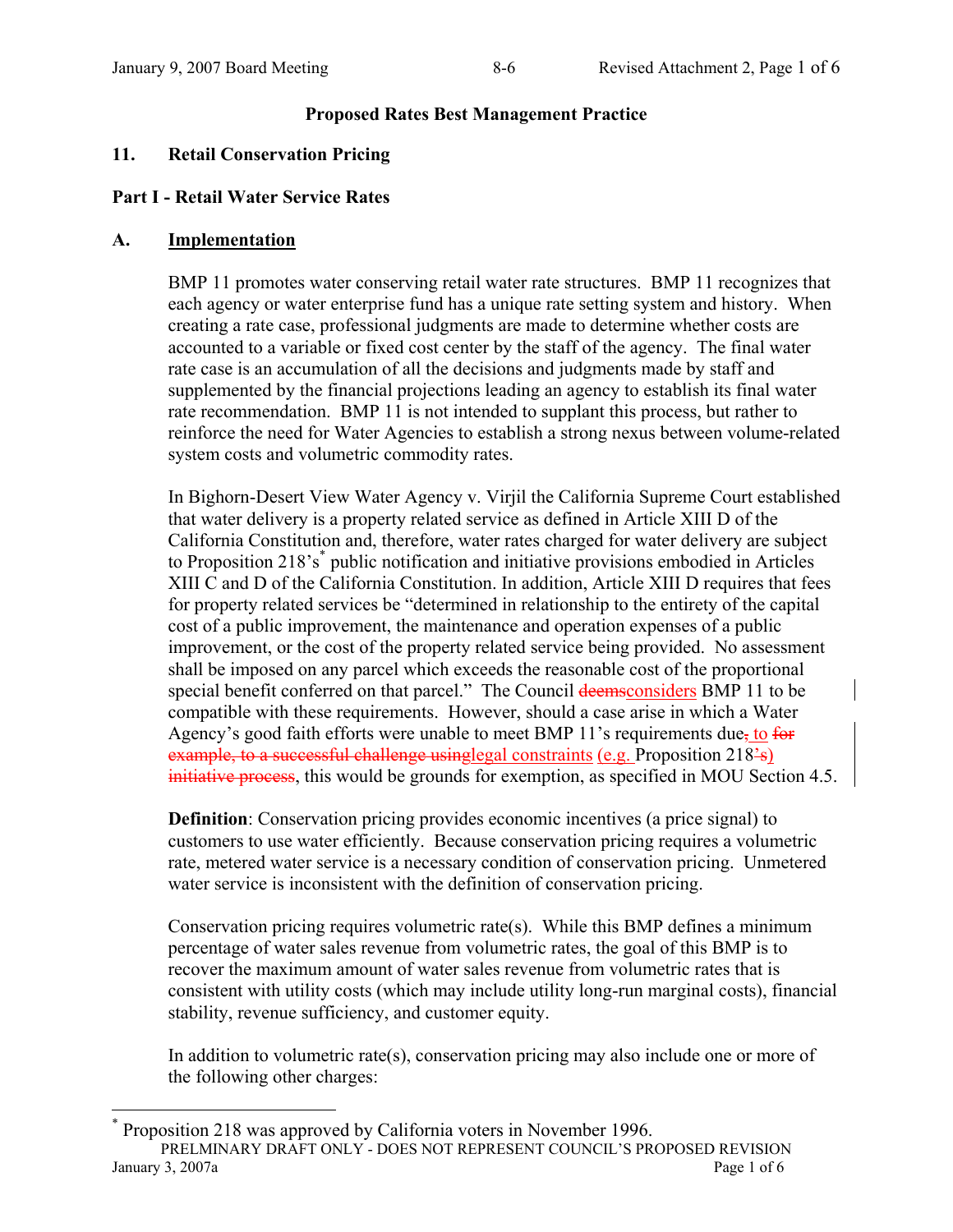**Proposed Rates Best Management Practice**

## 11. Retail Conservation Pricing

### Part I - Retail Water Service Rates

#### A. Implementation

BMP 11 promotes water conserving retail water rate structures. BMP 11 recognizes that each agency or water enterprise fund has a unique rate setting system and history. When creating a rate case, professional judgments are made to determine whether costs are accounted to a variable or fixed cost center by the staff of the agency. The final water rate case is an accumulation of all the decisions and judgments made by staff and supplemented by the financial projections leading an agency to establish its final water rate recommendation. BMP 11 is not intended to supplant this process, but rather to reinforce the need for Water Agencies to establish a strong nexus between volume-related system costs and volumetric commodity rates.

In Bighorn-Desert View Water Agency v. Virjil the California Supreme Court established that water delivery is a property related service as defined in Article XIII D of the California Constitution and, therefore, water rates charged for water delivery are subject to Proposition 218's* public notification and initiative provisions embodied in Articles XIII C and D of the California Constitution. In addition, Article XIII D requires that fees for property related services be "determined in relationship to the entirety of the capital cost of a public improvement, the maintenance and operation expenses of a public improvement, or the cost of the property related service being provided. No assessment shall be imposed on any parcel which exceeds the reasonable cost of the proportional special benefit conferred on that parcel." The Council ~~deems~~considers BMP 11 to be compatible with these requirements. However, should a case arise in which a Water Agency's good faith efforts were unable to meet BMP 11's requirements due~~,~~ to ~~for example, to a successful challenge using~~legal constraints (e.g. Proposition 218~~'s~~) ~~initiative process~~, this would be grounds for exemption, as specified in MOU Section 4.5.

**Definition**: Conservation pricing provides economic incentives (a price signal) to customers to use water efficiently. Because conservation pricing requires a volumetric rate, metered water service is a necessary condition of conservation pricing. Unmetered water service is inconsistent with the definition of conservation pricing.

Conservation pricing requires volumetric rate(s). While this BMP defines a minimum percentage of water sales revenue from volumetric rates, the goal of this BMP is to recover the maximum amount of water sales revenue from volumetric rates that is consistent with utility costs (which may include utility long-run marginal costs), financial stability, revenue sufficiency, and customer equity.

In addition to volumetric rate(s), conservation pricing may also include one or more of the following other charges:

* Proposition 218 was approved by California voters in November 1996.

PRELMINARY DRAFT ONLY - DOES NOT REPRESENT COUNCIL'S PROPOSED REVISION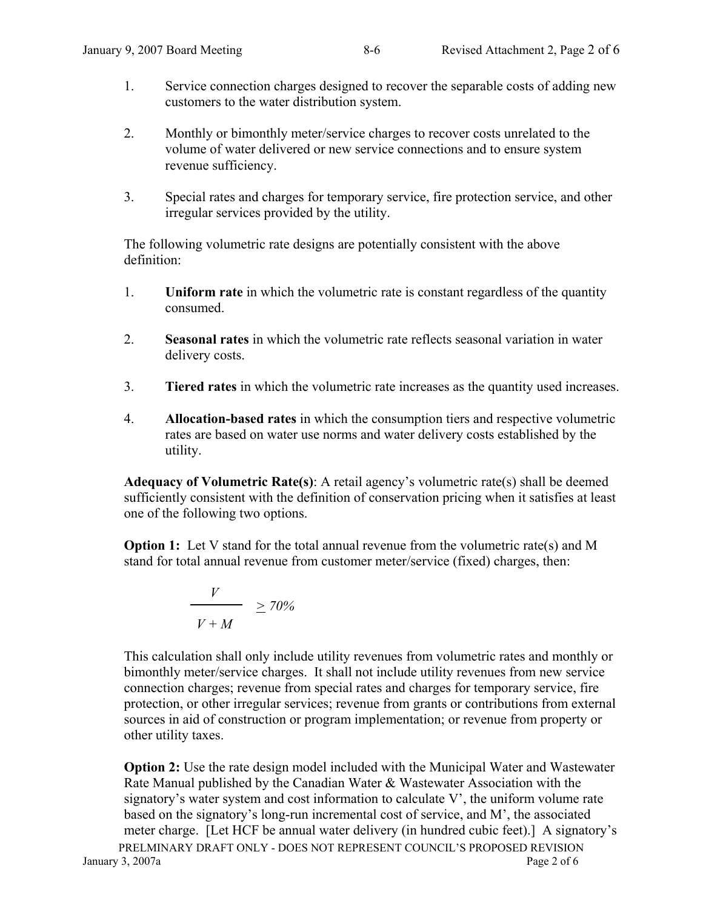1. Service connection charges designed to recover the separable costs of adding new customers to the water distribution system.

2. Monthly or bimonthly meter/service charges to recover costs unrelated to the volume of water delivered or new service connections and to ensure system revenue sufficiency.

3. Special rates and charges for temporary service, fire protection service, and other irregular services provided by the utility.

The following volumetric rate designs are potentially consistent with the above definition:

1. **Uniform rate** in which the volumetric rate is constant regardless of the quantity consumed.

2. **Seasonal rates** in which the volumetric rate reflects seasonal variation in water delivery costs.

3. **Tiered rates** in which the volumetric rate increases as the quantity used increases.

4. **Allocation-based rates** in which the consumption tiers and respective volumetric rates are based on water use norms and water delivery costs established by the utility.

**Adequacy of Volumetric Rate(s)**: A retail agency's volumetric rate(s) shall be deemed sufficiently consistent with the definition of conservation pricing when it satisfies at least one of the following two options.

**Option 1:** Let V stand for the total annual revenue from the volumetric rate(s) and M stand for total annual revenue from customer meter/service (fixed) charges, then:

$$\frac{V}{V + M} \geq 70\%$$

This calculation shall only include utility revenues from volumetric rates and monthly or bimonthly meter/service charges. It shall not include utility revenues from new service connection charges; revenue from special rates and charges for temporary service, fire protection, or other irregular services; revenue from grants or contributions from external sources in aid of construction or program implementation; or revenue from property or other utility taxes.

**Option 2:** Use the rate design model included with the Municipal Water and Wastewater Rate Manual published by the Canadian Water & Wastewater Association with the signatory's water system and cost information to calculate V', the uniform volume rate based on the signatory's long-run incremental cost of service, and M', the associated meter charge. [Let HCF be annual water delivery (in hundred cubic feet).] A signatory's

PRELMINARY DRAFT ONLY - DOES NOT REPRESENT COUNCIL'S PROPOSED REVISION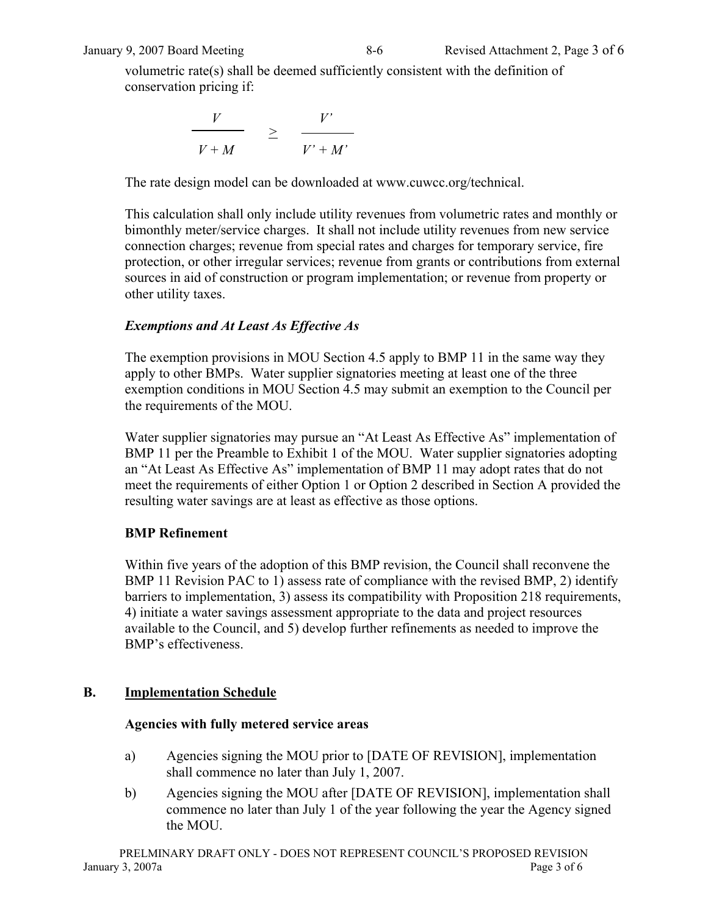volumetric rate(s) shall be deemed sufficiently consistent with the definition of conservation pricing if:

$$\frac{V}{V + M} \geq \frac{V'}{V' + M'}$$

The rate design model can be downloaded at www.cuwcc.org/technical.

This calculation shall only include utility revenues from volumetric rates and monthly or bimonthly meter/service charges. It shall not include utility revenues from new service connection charges; revenue from special rates and charges for temporary service, fire protection, or other irregular services; revenue from grants or contributions from external sources in aid of construction or program implementation; or revenue from property or other utility taxes.

***Exemptions and At Least As Effective As***

The exemption provisions in MOU Section 4.5 apply to BMP 11 in the same way they apply to other BMPs. Water supplier signatories meeting at least one of the three exemption conditions in MOU Section 4.5 may submit an exemption to the Council per the requirements of the MOU.

Water supplier signatories may pursue an "At Least As Effective As" implementation of BMP 11 per the Preamble to Exhibit 1 of the MOU. Water supplier signatories adopting an "At Least As Effective As" implementation of BMP 11 may adopt rates that do not meet the requirements of either Option 1 or Option 2 described in Section A provided the resulting water savings are at least as effective as those options.

**BMP Refinement**

Within five years of the adoption of this BMP revision, the Council shall reconvene the BMP 11 Revision PAC to 1) assess rate of compliance with the revised BMP, 2) identify barriers to implementation, 3) assess its compatibility with Proposition 218 requirements, 4) initiate a water savings assessment appropriate to the data and project resources available to the Council, and 5) develop further refinements as needed to improve the BMP's effectiveness.

## B. Implementation Schedule

**Agencies with fully metered service areas**

a) Agencies signing the MOU prior to [DATE OF REVISION], implementation shall commence no later than July 1, 2007.

b) Agencies signing the MOU after [DATE OF REVISION], implementation shall commence no later than July 1 of the year following the year the Agency signed the MOU.

PRELMINARY DRAFT ONLY - DOES NOT REPRESENT COUNCIL'S PROPOSED REVISION
January 3, 2007a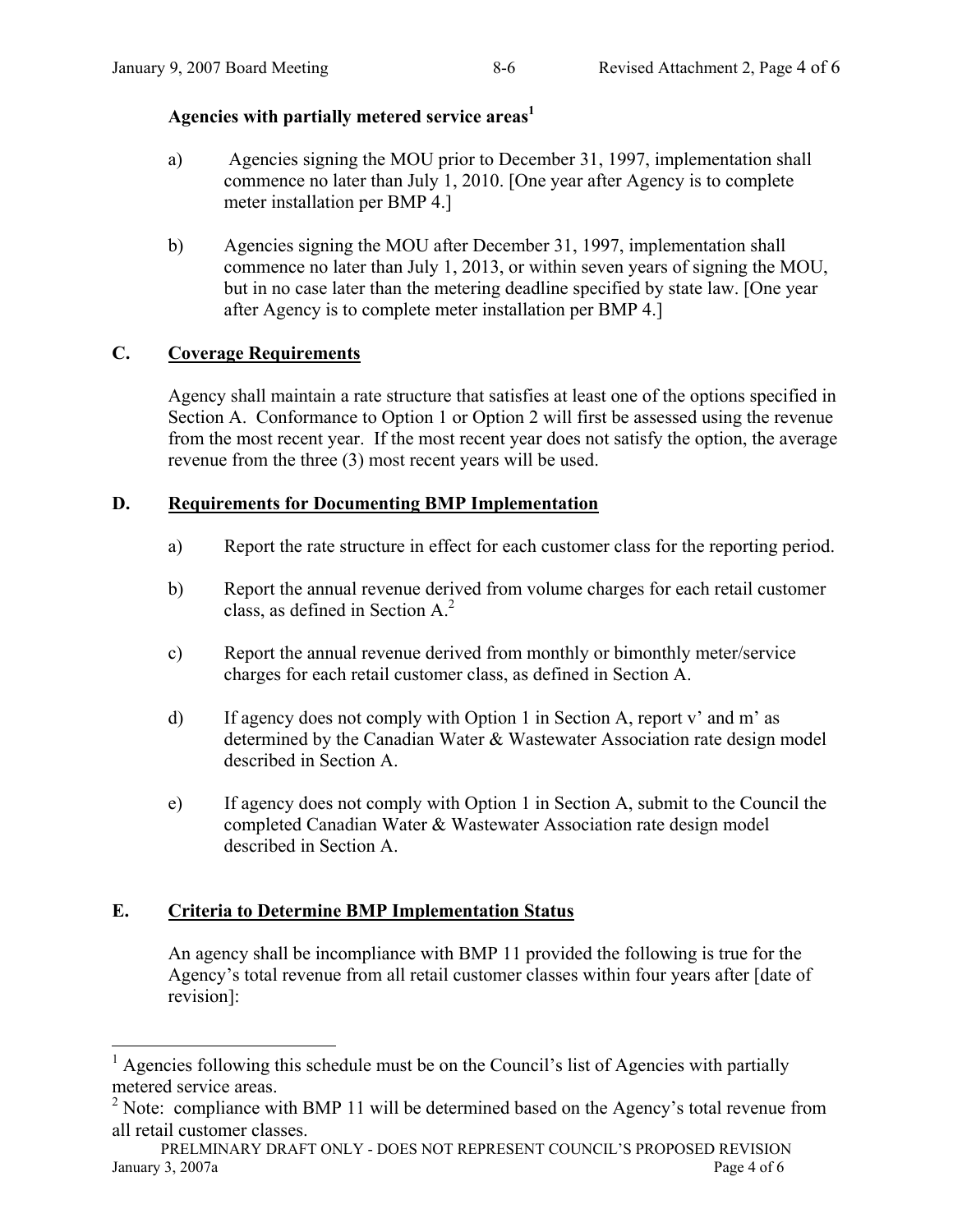**Agencies with partially metered service areas**[1]

a) Agencies signing the MOU prior to December 31, 1997, implementation shall commence no later than July 1, 2010. [One year after Agency is to complete meter installation per BMP 4.]

b) Agencies signing the MOU after December 31, 1997, implementation shall commence no later than July 1, 2013, or within seven years of signing the MOU, but in no case later than the metering deadline specified by state law. [One year after Agency is to complete meter installation per BMP 4.]

## C. Coverage Requirements

Agency shall maintain a rate structure that satisfies at least one of the options specified in Section A. Conformance to Option 1 or Option 2 will first be assessed using the revenue from the most recent year. If the most recent year does not satisfy the option, the average revenue from the three (3) most recent years will be used.

## D. Requirements for Documenting BMP Implementation

a) Report the rate structure in effect for each customer class for the reporting period.

b) Report the annual revenue derived from volume charges for each retail customer class, as defined in Section A.[2]

c) Report the annual revenue derived from monthly or bimonthly meter/service charges for each retail customer class, as defined in Section A.

d) If agency does not comply with Option 1 in Section A, report v' and m' as determined by the Canadian Water & Wastewater Association rate design model described in Section A.

e) If agency does not comply with Option 1 in Section A, submit to the Council the completed Canadian Water & Wastewater Association rate design model described in Section A.

## E. Criteria to Determine BMP Implementation Status

An agency shall be incompliance with BMP 11 provided the following is true for the Agency's total revenue from all retail customer classes within four years after [date of revision]:

---

[1] Agencies following this schedule must be on the Council's list of Agencies with partially metered service areas.

[2] Note: compliance with BMP 11 will be determined based on the Agency's total revenue from all retail customer classes.

PRELMINARY DRAFT ONLY - DOES NOT REPRESENT COUNCIL'S PROPOSED REVISION
January 3, 2007a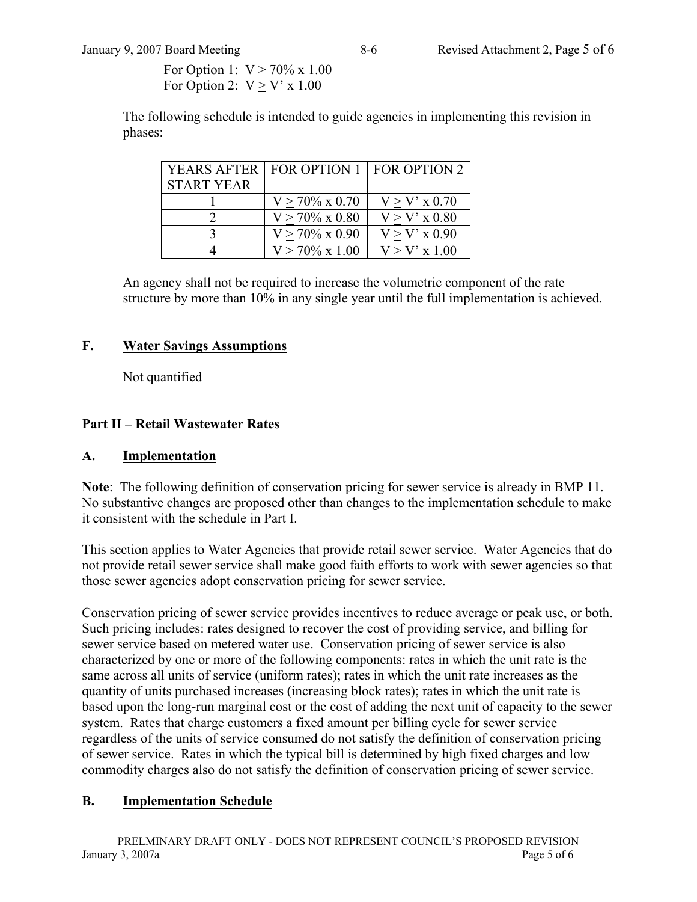For Option 1: $V \geq 70\% \times 1.00$
For Option 2: $V \geq V' \times 1.00$

The following schedule is intended to guide agencies in implementing this revision in phases:

| YEARS AFTER START YEAR | FOR OPTION 1 | FOR OPTION 2 |
|---|---|---|
| 1 | $V \geq 70\% \times 0.70$ | $V \geq V' \times 0.70$ |
| 2 | $V \geq 70\% \times 0.80$ | $V \geq V' \times 0.80$ |
| 3 | $V \geq 70\% \times 0.90$ | $V \geq V' \times 0.90$ |
| 4 | $V \geq 70\% \times 1.00$ | $V \geq V' \times 1.00$ |

An agency shall not be required to increase the volumetric component of the rate structure by more than 10% in any single year until the full implementation is achieved.

### F. Water Savings Assumptions

Not quantified

## Part II – Retail Wastewater Rates

### A. Implementation

**Note**: The following definition of conservation pricing for sewer service is already in BMP 11. No substantive changes are proposed other than changes to the implementation schedule to make it consistent with the schedule in Part I.

This section applies to Water Agencies that provide retail sewer service. Water Agencies that do not provide retail sewer service shall make good faith efforts to work with sewer agencies so that those sewer agencies adopt conservation pricing for sewer service.

Conservation pricing of sewer service provides incentives to reduce average or peak use, or both. Such pricing includes: rates designed to recover the cost of providing service, and billing for sewer service based on metered water use. Conservation pricing of sewer service is also characterized by one or more of the following components: rates in which the unit rate is the same across all units of service (uniform rates); rates in which the unit rate increases as the quantity of units purchased increases (increasing block rates); rates in which the unit rate is based upon the long-run marginal cost or the cost of adding the next unit of capacity to the sewer system. Rates that charge customers a fixed amount per billing cycle for sewer service regardless of the units of service consumed do not satisfy the definition of conservation pricing of sewer service. Rates in which the typical bill is determined by high fixed charges and low commodity charges also do not satisfy the definition of conservation pricing of sewer service.

### B. Implementation Schedule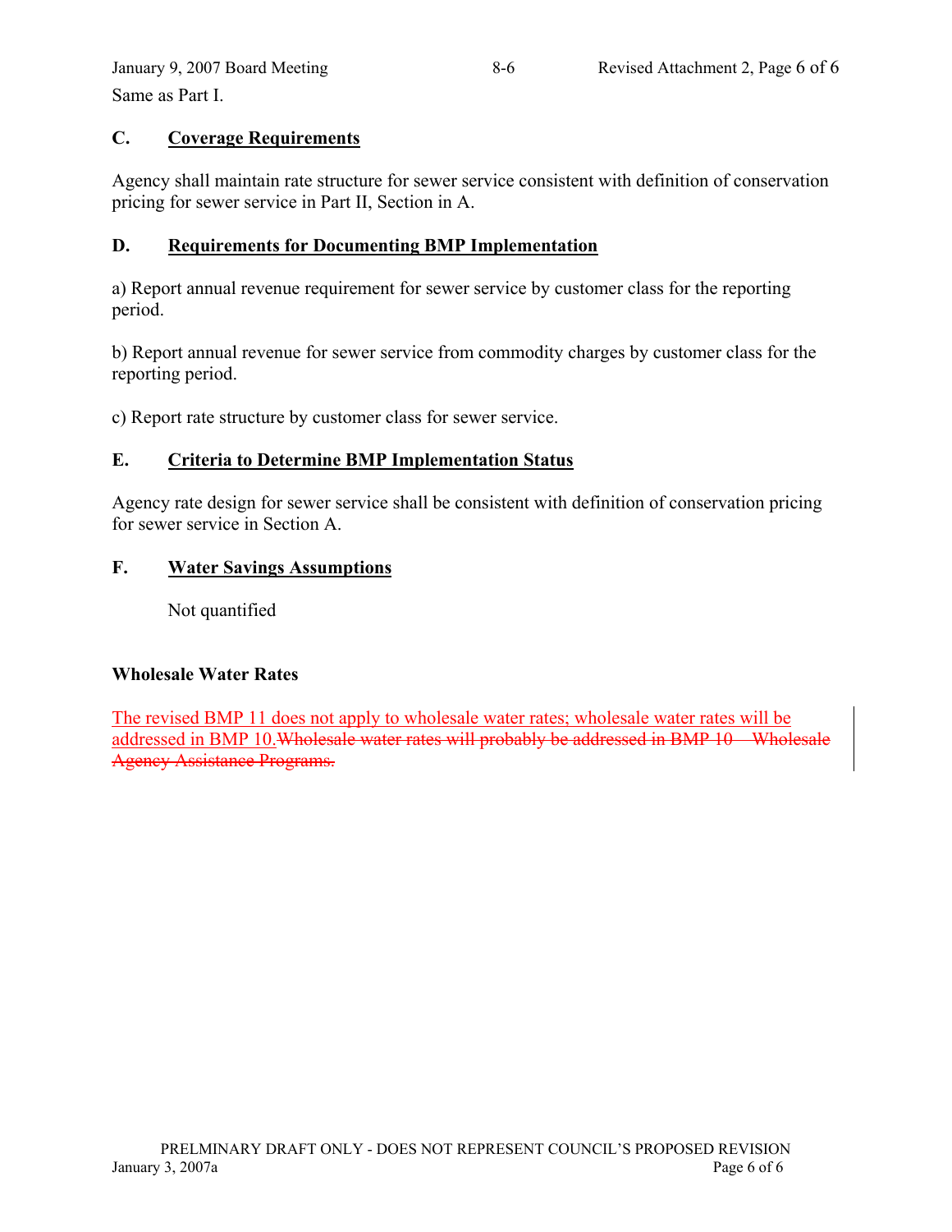Same as Part I.

### C. Coverage Requirements

Agency shall maintain rate structure for sewer service consistent with definition of conservation pricing for sewer service in Part II, Section in A.

### D. Requirements for Documenting BMP Implementation

a) Report annual revenue requirement for sewer service by customer class for the reporting period.

b) Report annual revenue for sewer service from commodity charges by customer class for the reporting period.

c) Report rate structure by customer class for sewer service.

### E. Criteria to Determine BMP Implementation Status

Agency rate design for sewer service shall be consistent with definition of conservation pricing for sewer service in Section A.

### F. Water Savings Assumptions

Not quantified

**Wholesale Water Rates**

The revised BMP 11 does not apply to wholesale water rates; wholesale water rates will be addressed in BMP 10.~~Wholesale water rates will probably be addressed in BMP 10 – Wholesale Agency Assistance Programs.~~